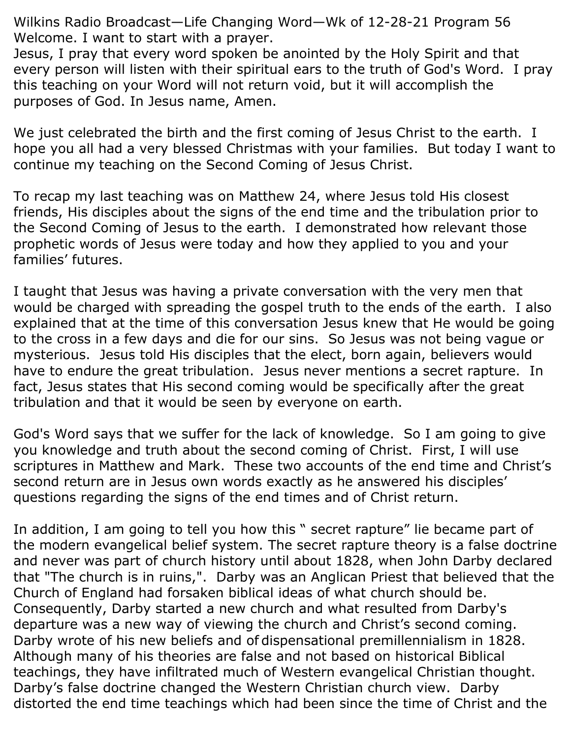Wilkins Radio Broadcast—Life Changing Word—Wk of 12-28-21 Program 56
Welcome. I want to start with a prayer.
Jesus, I pray that every word spoken be anointed by the Holy Spirit and that every person will listen with their spiritual ears to the truth of God's Word. I pray this teaching on your Word will not return void, but it will accomplish the purposes of God. In Jesus name, Amen.

We just celebrated the birth and the first coming of Jesus Christ to the earth. I hope you all had a very blessed Christmas with your families. But today I want to continue my teaching on the Second Coming of Jesus Christ.

To recap my last teaching was on Matthew 24, where Jesus told His closest friends, His disciples about the signs of the end time and the tribulation prior to the Second Coming of Jesus to the earth. I demonstrated how relevant those prophetic words of Jesus were today and how they applied to you and your families' futures.

I taught that Jesus was having a private conversation with the very men that would be charged with spreading the gospel truth to the ends of the earth. I also explained that at the time of this conversation Jesus knew that He would be going to the cross in a few days and die for our sins. So Jesus was not being vague or mysterious. Jesus told His disciples that the elect, born again, believers would have to endure the great tribulation. Jesus never mentions a secret rapture. In fact, Jesus states that His second coming would be specifically after the great tribulation and that it would be seen by everyone on earth.

God's Word says that we suffer for the lack of knowledge. So I am going to give you knowledge and truth about the second coming of Christ. First, I will use scriptures in Matthew and Mark. These two accounts of the end time and Christ's second return are in Jesus own words exactly as he answered his disciples' questions regarding the signs of the end times and of Christ return.

In addition, I am going to tell you how this " secret rapture" lie became part of the modern evangelical belief system. The secret rapture theory is a false doctrine and never was part of church history until about 1828, when John Darby declared that "The church is in ruins,". Darby was an Anglican Priest that believed that the Church of England had forsaken biblical ideas of what church should be. Consequently, Darby started a new church and what resulted from Darby's departure was a new way of viewing the church and Christ's second coming. Darby wrote of his new beliefs and of dispensational premillennialism in 1828. Although many of his theories are false and not based on historical Biblical teachings, they have infiltrated much of Western evangelical Christian thought. Darby's false doctrine changed the Western Christian church view. Darby distorted the end time teachings which had been since the time of Christ and the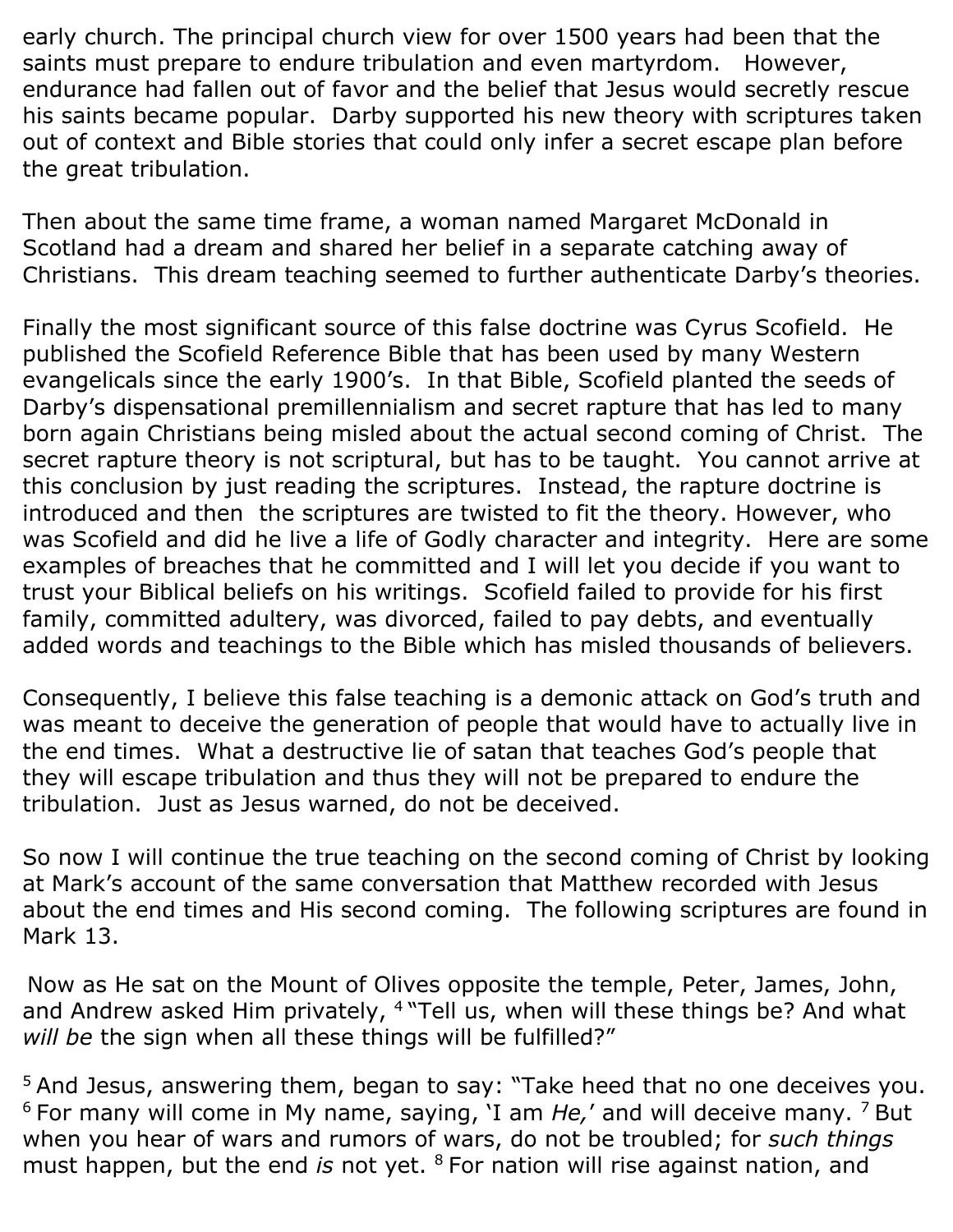early church. The principal church view for over 1500 years had been that the saints must prepare to endure tribulation and even martyrdom. However, endurance had fallen out of favor and the belief that Jesus would secretly rescue his saints became popular. Darby supported his new theory with scriptures taken out of context and Bible stories that could only infer a secret escape plan before the great tribulation.

Then about the same time frame, a woman named Margaret McDonald in Scotland had a dream and shared her belief in a separate catching away of Christians. This dream teaching seemed to further authenticate Darby's theories.

Finally the most significant source of this false doctrine was Cyrus Scofield. He published the Scofield Reference Bible that has been used by many Western evangelicals since the early 1900's. In that Bible, Scofield planted the seeds of Darby's dispensational premillennialism and secret rapture that has led to many born again Christians being misled about the actual second coming of Christ. The secret rapture theory is not scriptural, but has to be taught. You cannot arrive at this conclusion by just reading the scriptures. Instead, the rapture doctrine is introduced and then the scriptures are twisted to fit the theory. However, who was Scofield and did he live a life of Godly character and integrity. Here are some examples of breaches that he committed and I will let you decide if you want to trust your Biblical beliefs on his writings. Scofield failed to provide for his first family, committed adultery, was divorced, failed to pay debts, and eventually added words and teachings to the Bible which has misled thousands of believers.

Consequently, I believe this false teaching is a demonic attack on God's truth and was meant to deceive the generation of people that would have to actually live in the end times. What a destructive lie of satan that teaches God's people that they will escape tribulation and thus they will not be prepared to endure the tribulation. Just as Jesus warned, do not be deceived.

So now I will continue the true teaching on the second coming of Christ by looking at Mark's account of the same conversation that Matthew recorded with Jesus about the end times and His second coming. The following scriptures are found in Mark 13.

Now as He sat on the Mount of Olives opposite the temple, Peter, James, John, and Andrew asked Him privately, [4] "Tell us, when will these things be? And what *will be* the sign when all these things will be fulfilled?"

[5] And Jesus, answering them, began to say: "Take heed that no one deceives you. [6] For many will come in My name, saying, 'I am *He,*' and will deceive many. [7] But when you hear of wars and rumors of wars, do not be troubled; for *such things* must happen, but the end *is* not yet. [8] For nation will rise against nation, and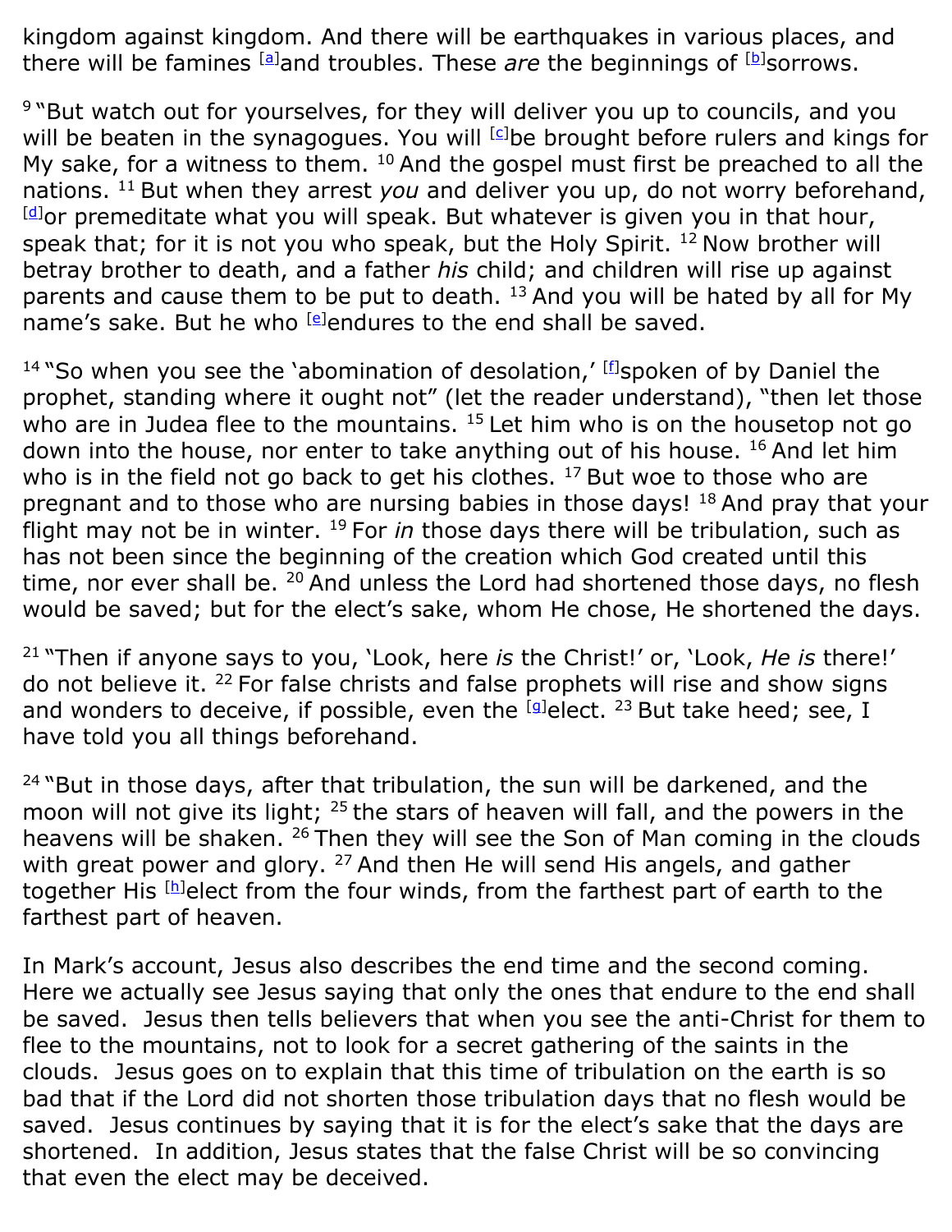kingdom against kingdom. And there will be earthquakes in various places, and there will be famines [a]and troubles. These *are* the beginnings of [b]sorrows.

[9] "But watch out for yourselves, for they will deliver you up to councils, and you will be beaten in the synagogues. You will [c]be brought before rulers and kings for My sake, for a witness to them. [10] And the gospel must first be preached to all the nations. [11] But when they arrest *you* and deliver you up, do not worry beforehand, [d]or premeditate what you will speak. But whatever is given you in that hour, speak that; for it is not you who speak, but the Holy Spirit. [12] Now brother will betray brother to death, and a father *his* child; and children will rise up against parents and cause them to be put to death. [13] And you will be hated by all for My name's sake. But he who [e]endures to the end shall be saved.

[14] "So when you see the 'abomination of desolation,' [f]spoken of by Daniel the prophet, standing where it ought not" (let the reader understand), "then let those who are in Judea flee to the mountains. [15] Let him who is on the housetop not go down into the house, nor enter to take anything out of his house. [16] And let him who is in the field not go back to get his clothes. [17] But woe to those who are pregnant and to those who are nursing babies in those days! [18] And pray that your flight may not be in winter. [19] For *in* those days there will be tribulation, such as has not been since the beginning of the creation which God created until this time, nor ever shall be. [20] And unless the Lord had shortened those days, no flesh would be saved; but for the elect's sake, whom He chose, He shortened the days.

[21] "Then if anyone says to you, 'Look, here *is* the Christ!' or, 'Look, *He is* there!' do not believe it. [22] For false christs and false prophets will rise and show signs and wonders to deceive, if possible, even the [g]elect. [23] But take heed; see, I have told you all things beforehand.

[24] "But in those days, after that tribulation, the sun will be darkened, and the moon will not give its light; [25] the stars of heaven will fall, and the powers in the heavens will be shaken. [26] Then they will see the Son of Man coming in the clouds with great power and glory. [27] And then He will send His angels, and gather together His [h]elect from the four winds, from the farthest part of earth to the farthest part of heaven.

In Mark's account, Jesus also describes the end time and the second coming. Here we actually see Jesus saying that only the ones that endure to the end shall be saved. Jesus then tells believers that when you see the anti-Christ for them to flee to the mountains, not to look for a secret gathering of the saints in the clouds. Jesus goes on to explain that this time of tribulation on the earth is so bad that if the Lord did not shorten those tribulation days that no flesh would be saved. Jesus continues by saying that it is for the elect's sake that the days are shortened. In addition, Jesus states that the false Christ will be so convincing that even the elect may be deceived.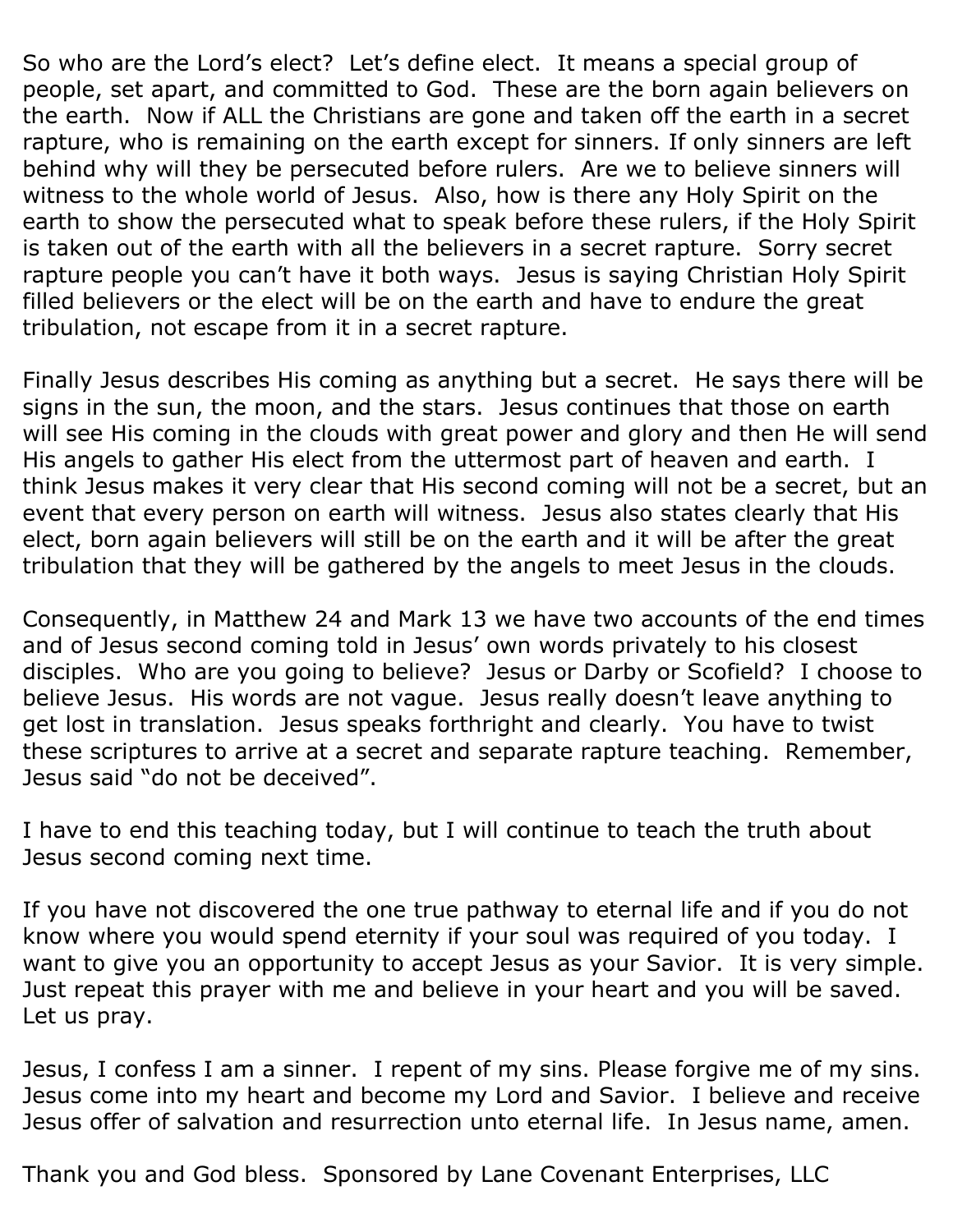So who are the Lord's elect? Let's define elect. It means a special group of people, set apart, and committed to God. These are the born again believers on the earth. Now if ALL the Christians are gone and taken off the earth in a secret rapture, who is remaining on the earth except for sinners. If only sinners are left behind why will they be persecuted before rulers. Are we to believe sinners will witness to the whole world of Jesus. Also, how is there any Holy Spirit on the earth to show the persecuted what to speak before these rulers, if the Holy Spirit is taken out of the earth with all the believers in a secret rapture. Sorry secret rapture people you can't have it both ways. Jesus is saying Christian Holy Spirit filled believers or the elect will be on the earth and have to endure the great tribulation, not escape from it in a secret rapture.

Finally Jesus describes His coming as anything but a secret. He says there will be signs in the sun, the moon, and the stars. Jesus continues that those on earth will see His coming in the clouds with great power and glory and then He will send His angels to gather His elect from the uttermost part of heaven and earth. I think Jesus makes it very clear that His second coming will not be a secret, but an event that every person on earth will witness. Jesus also states clearly that His elect, born again believers will still be on the earth and it will be after the great tribulation that they will be gathered by the angels to meet Jesus in the clouds.

Consequently, in Matthew 24 and Mark 13 we have two accounts of the end times and of Jesus second coming told in Jesus' own words privately to his closest disciples. Who are you going to believe? Jesus or Darby or Scofield? I choose to believe Jesus. His words are not vague. Jesus really doesn't leave anything to get lost in translation. Jesus speaks forthright and clearly. You have to twist these scriptures to arrive at a secret and separate rapture teaching. Remember, Jesus said "do not be deceived".

I have to end this teaching today, but I will continue to teach the truth about Jesus second coming next time.

If you have not discovered the one true pathway to eternal life and if you do not know where you would spend eternity if your soul was required of you today. I want to give you an opportunity to accept Jesus as your Savior. It is very simple. Just repeat this prayer with me and believe in your heart and you will be saved. Let us pray.

Jesus, I confess I am a sinner. I repent of my sins. Please forgive me of my sins. Jesus come into my heart and become my Lord and Savior. I believe and receive Jesus offer of salvation and resurrection unto eternal life. In Jesus name, amen.

Thank you and God bless. Sponsored by Lane Covenant Enterprises, LLC